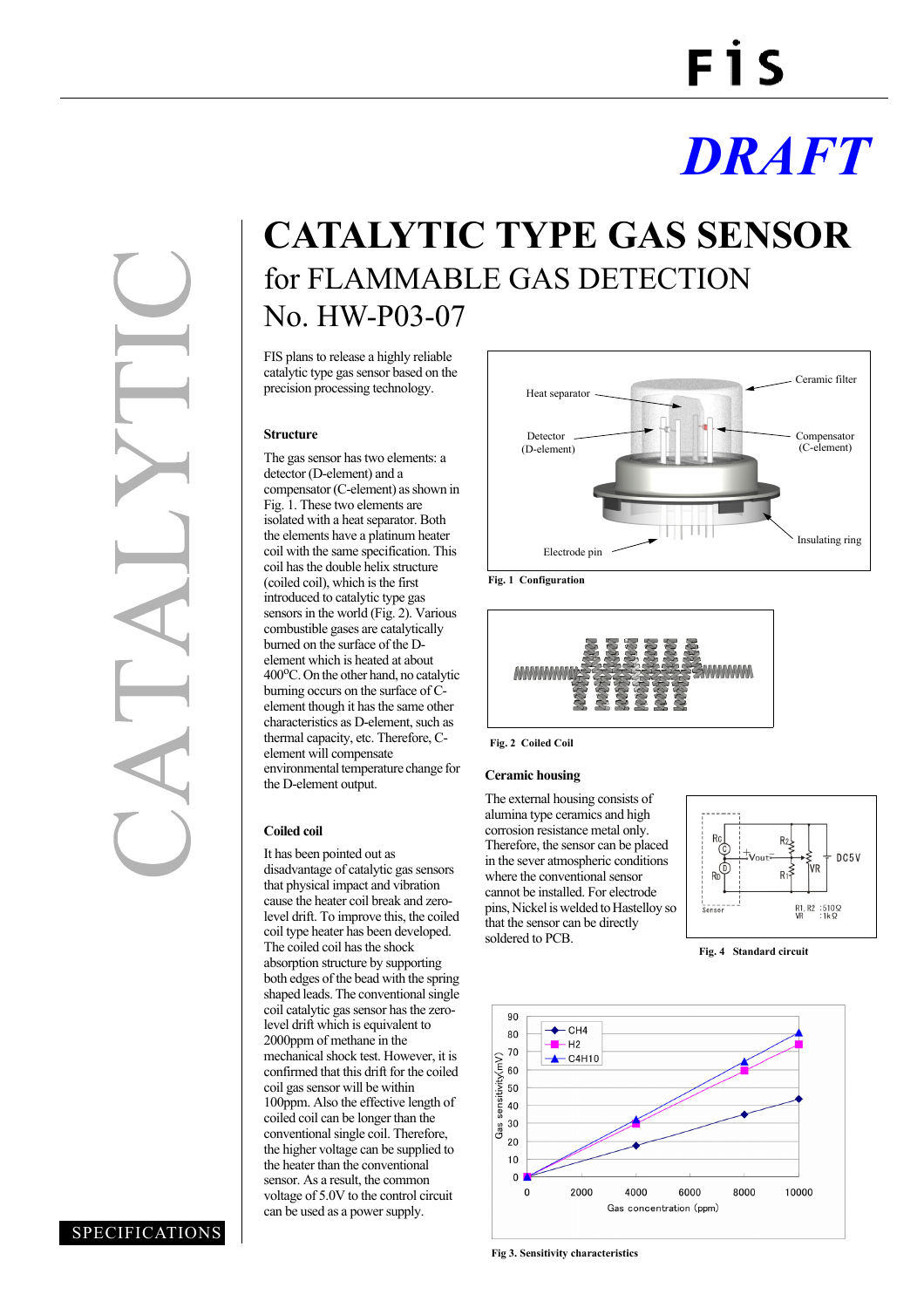FIS

*DRAFT*

CATALYTIC

# CATALYTIC TYPE GAS SENSOR

## for FLAMMABLE GAS DETECTION

## No. HW-P03-07

FIS plans to release a highly reliable catalytic type gas sensor based on the precision processing technology.

### Structure

The gas sensor has two elements: a detector (D-element) and a compensator (C-element) as shown in Fig. 1. These two elements are isolated with a heat separator. Both the elements have a platinum heater coil with the same specification. This coil has the double helix structure (coiled coil), which is the first introduced to catalytic type gas sensors in the world (Fig. 2). Various combustible gases are catalytically burned on the surface of the D-element which is heated at about 400°C. On the other hand, no catalytic burning occurs on the surface of C-element though it has the same other characteristics as D-element, such as thermal capacity, etc. Therefore, C-element will compensate environmental temperature change for the D-element output.

### Coiled coil

It has been pointed out as disadvantage of catalytic gas sensors that physical impact and vibration cause the heater coil break and zero-level drift. To improve this, the coiled coil type heater has been developed. The coiled coil has the shock absorption structure by supporting both edges of the bead with the spring shaped leads. The conventional single coil catalytic gas sensor has the zero-level drift which is equivalent to 2000ppm of methane in the mechanical shock test. However, it is confirmed that this drift for the coiled coil gas sensor will be within 100ppm. Also the effective length of coiled coil can be longer than the conventional single coil. Therefore, the higher voltage can be supplied to the heater than the conventional sensor. As a result, the common voltage of 5.0V to the control circuit can be used as a power supply.

Heat separator · Ceramic filter · Detector (D-element) · Compensator (C-element) · Insulating ring · Electrode pin

**Fig. 1 Configuration**

**Fig. 2 Coiled Coil**

### Ceramic housing

The external housing consists of alumina type ceramics and high corrosion resistance metal only. Therefore, the sensor can be placed in the sever atmospheric conditions where the conventional sensor cannot be installed. For electrode pins, Nickel is welded to Hastelloy so that the sensor can be directly soldered to PCB.

Rc · C · Rd · D · Vout · R2 · R1 · VR · DC5V · Sensor · R1, R2 : 510Ω · VR : 1kΩ

**Fig. 4 Standard circuit**

Gas sensitivity (mV) vs. Gas concentration (ppm); series: CH4, H2, C4H10

**Fig 3. Sensitivity characteristics**

SPECIFICATIONS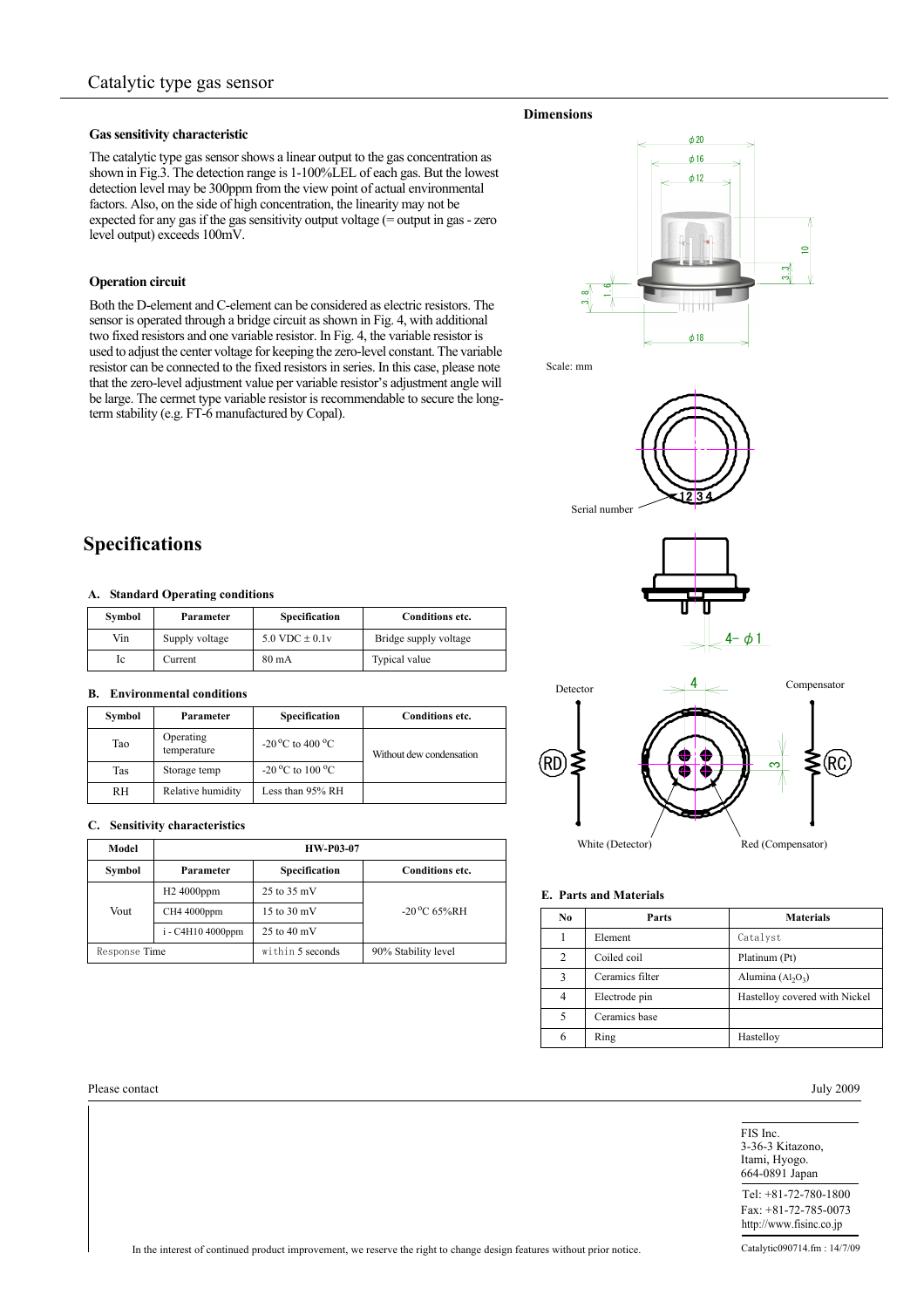## Catalytic type gas sensor

### Gas sensitivity characteristic

The catalytic type gas sensor shows a linear output to the gas concentration as shown in Fig.3. The detection range is 1-100%LEL of each gas. But the lowest detection level may be 300ppm from the view point of actual environmental factors. Also, on the side of high concentration, the linearity may not be expected for any gas if the gas sensitivity output voltage (= output in gas - zero level output) exceeds 100mV.

### Operation circuit

Both the D-element and C-element can be considered as electric resistors. The sensor is operated through a bridge circuit as shown in Fig. 4, with additional two fixed resistors and one variable resistor. In Fig. 4, the variable resistor is used to adjust the center voltage for keeping the zero-level constant. The variable resistor can be connected to the fixed resistors in series. In this case, please note that the zero-level adjustment value per variable resistor's adjustment angle will be large. The cermet type variable resistor is recommendable to secure the long-term stability (e.g. FT-6 manufactured by Copal).

### Dimensions

ϕ20
ϕ16
ϕ12
10
3.3
3.8
1.6
ϕ18

Scale: mm

Serial number
1234

4- ϕ1

Detector
Compensator
4
3
RD
RC
White (Detector)
Red (Compensator)

## Specifications

**A. Standard Operating conditions**

| Symbol | Parameter | Specification | Conditions etc. |
|---|---|---|---|
| Vin | Supply voltage | 5.0 VDC ± 0.1v | Bridge supply voltage |
| Ic | Current | 80 mA | Typical value |

**B. Environmental conditions**

| Symbol | Parameter | Specification | Conditions etc. |
|---|---|---|---|
| Tao | Operating temperature | -20 °C to 400 °C | Without dew condensation |
| Tas | Storage temp | -20 °C to 100 °C | |
| RH | Relative humidity | Less than 95% RH | |

**C. Sensitivity characteristics**

| Model | HW-P03-07 | | |
|---|---|---|---|
| Symbol | Parameter | Specification | Conditions etc. |
| Vout | $H_2$ 4000ppm | 25 to 35 mV | -20 °C 65%RH |
| | $CH_4$ 4000ppm | 15 to 30 mV | |
| | i - $C_4H_{10}$ 4000ppm | 25 to 40 mV | |
| Response Time | | within 5 seconds | 90% Stability level |

**E. Parts and Materials**

| No | Parts | Materials |
|---|---|---|
| 1 | Element | Catalyst |
| 2 | Coiled coil | Platinum (Pt) |
| 3 | Ceramics filter | Alumina ($Al_2O_3$) |
| 4 | Electrode pin | Hastelloy covered with Nickel |
| 5 | Ceramics base | |
| 6 | Ring | Hastelloy |

Please contact

July 2009

FIS Inc.
3-36-3 Kitazono,
Itami, Hyogo.
664-0891 Japan

Tel: +81-72-780-1800
Fax: +81-72-785-0073
http://www.fisinc.co.jp

In the interest of continued product improvement, we reserve the right to change design features without prior notice.

Catalytic090714.fm : 14/7/09